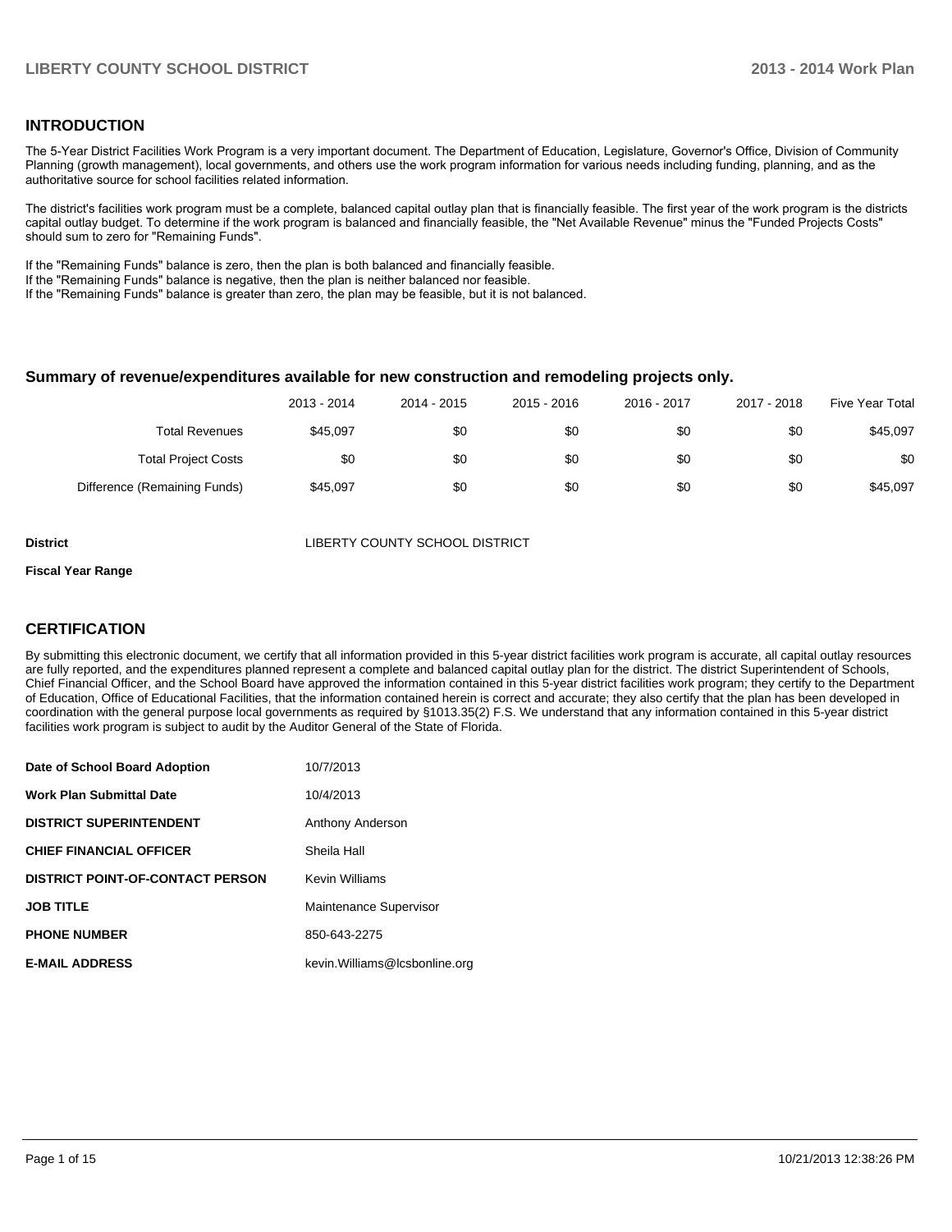## INTRODUCTION

The 5-Year District Facilities Work Program is a very important document. The Department of Education, Legislature, Governor's Office, Division of Community Planning (growth management), local governments, and others use the work program information for various needs including funding, planning, and as the authoritative source for school facilities related information.

The district's facilities work program must be a complete, balanced capital outlay plan that is financially feasible. The first year of the work program is the districts capital outlay budget. To determine if the work program is balanced and financially feasible, the "Net Available Revenue" minus the "Funded Projects Costs" should sum to zero for "Remaining Funds".

If the "Remaining Funds" balance is zero, then the plan is both balanced and financially feasible.
If the "Remaining Funds" balance is negative, then the plan is neither balanced nor feasible.
If the "Remaining Funds" balance is greater than zero, the plan may be feasible, but it is not balanced.

### Summary of revenue/expenditures available for new construction and remodeling projects only.

| | 2013 - 2014 | 2014 - 2015 | 2015 - 2016 | 2016 - 2017 | 2017 - 2018 | Five Year Total |
|---|---|---|---|---|---|---|
| Total Revenues | $45,097 | $0 | $0 | $0 | $0 | $45,097 |
| Total Project Costs | $0 | $0 | $0 | $0 | $0 | $0 |
| Difference (Remaining Funds) | $45,097 | $0 | $0 | $0 | $0 | $45,097 |

**District** LIBERTY COUNTY SCHOOL DISTRICT

**Fiscal Year Range**

## CERTIFICATION

By submitting this electronic document, we certify that all information provided in this 5-year district facilities work program is accurate, all capital outlay resources are fully reported, and the expenditures planned represent a complete and balanced capital outlay plan for the district. The district Superintendent of Schools, Chief Financial Officer, and the School Board have approved the information contained in this 5-year district facilities work program; they certify to the Department of Education, Office of Educational Facilities, that the information contained herein is correct and accurate; they also certify that the plan has been developed in coordination with the general purpose local governments as required by §1013.35(2) F.S. We understand that any information contained in this 5-year district facilities work program is subject to audit by the Auditor General of the State of Florida.

| | |
|---|---|
| **Date of School Board Adoption** | 10/7/2013 |
| **Work Plan Submittal Date** | 10/4/2013 |
| **DISTRICT SUPERINTENDENT** | Anthony Anderson |
| **CHIEF FINANCIAL OFFICER** | Sheila Hall |
| **DISTRICT POINT-OF-CONTACT PERSON** | Kevin Williams |
| **JOB TITLE** | Maintenance Supervisor |
| **PHONE NUMBER** | 850-643-2275 |
| **E-MAIL ADDRESS** | kevin.Williams@lcsbonline.org |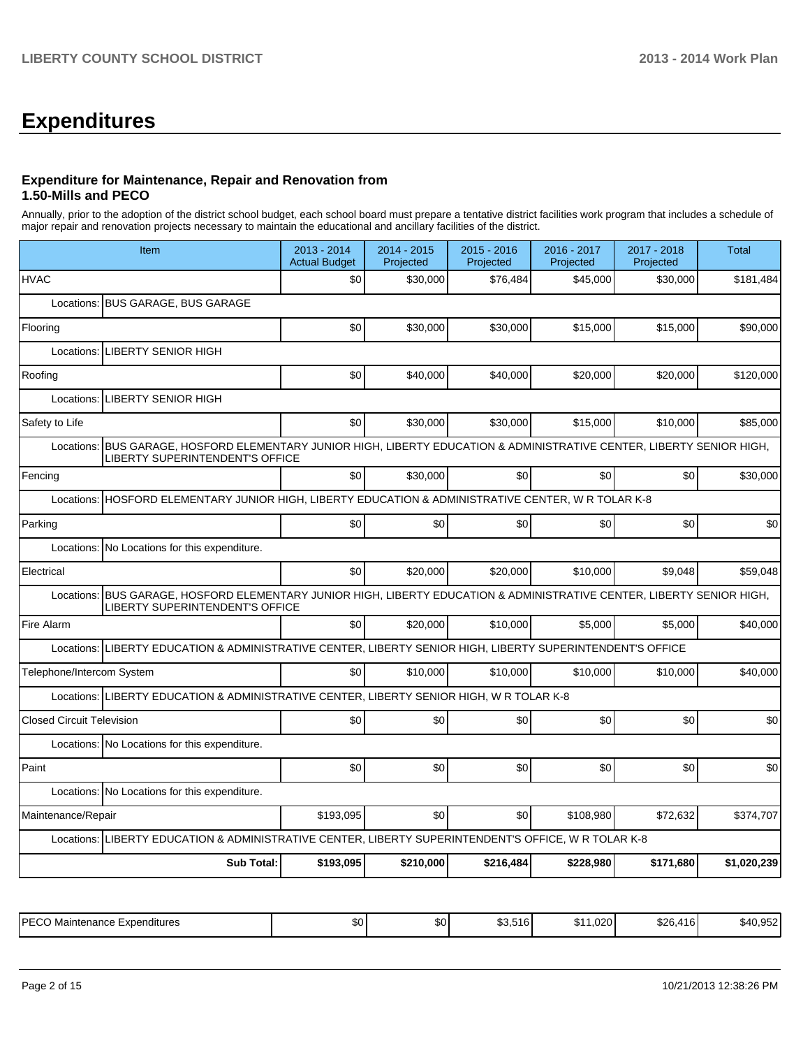# Expenditures

### Expenditure for Maintenance, Repair and Renovation from 1.50-Mills and PECO

Annually, prior to the adoption of the district school budget, each school board must prepare a tentative district facilities work program that includes a schedule of major repair and renovation projects necessary to maintain the educational and ancillary facilities of the district.

| Item | 2013 - 2014 Actual Budget | 2014 - 2015 Projected | 2015 - 2016 Projected | 2016 - 2017 Projected | 2017 - 2018 Projected | Total |
|---|---|---|---|---|---|---|
| HVAC | $0 | $30,000 | $76,484 | $45,000 | $30,000 | $181,484 |
| Locations: BUS GARAGE, BUS GARAGE | | | | | | |
| Flooring | $0 | $30,000 | $30,000 | $15,000 | $15,000 | $90,000 |
| Locations: LIBERTY SENIOR HIGH | | | | | | |
| Roofing | $0 | $40,000 | $40,000 | $20,000 | $20,000 | $120,000 |
| Locations: LIBERTY SENIOR HIGH | | | | | | |
| Safety to Life | $0 | $30,000 | $30,000 | $15,000 | $10,000 | $85,000 |
| Locations: BUS GARAGE, HOSFORD ELEMENTARY JUNIOR HIGH, LIBERTY EDUCATION & ADMINISTRATIVE CENTER, LIBERTY SENIOR HIGH, LIBERTY SUPERINTENDENT'S OFFICE | | | | | | |
| Fencing | $0 | $30,000 | $0 | $0 | $0 | $30,000 |
| Locations: HOSFORD ELEMENTARY JUNIOR HIGH, LIBERTY EDUCATION & ADMINISTRATIVE CENTER, W R TOLAR K-8 | | | | | | |
| Parking | $0 | $0 | $0 | $0 | $0 | $0 |
| Locations: No Locations for this expenditure. | | | | | | |
| Electrical | $0 | $20,000 | $20,000 | $10,000 | $9,048 | $59,048 |
| Locations: BUS GARAGE, HOSFORD ELEMENTARY JUNIOR HIGH, LIBERTY EDUCATION & ADMINISTRATIVE CENTER, LIBERTY SENIOR HIGH, LIBERTY SUPERINTENDENT'S OFFICE | | | | | | |
| Fire Alarm | $0 | $20,000 | $10,000 | $5,000 | $5,000 | $40,000 |
| Locations: LIBERTY EDUCATION & ADMINISTRATIVE CENTER, LIBERTY SENIOR HIGH, LIBERTY SUPERINTENDENT'S OFFICE | | | | | | |
| Telephone/Intercom System | $0 | $10,000 | $10,000 | $10,000 | $10,000 | $40,000 |
| Locations: LIBERTY EDUCATION & ADMINISTRATIVE CENTER, LIBERTY SENIOR HIGH, W R TOLAR K-8 | | | | | | |
| Closed Circuit Television | $0 | $0 | $0 | $0 | $0 | $0 |
| Locations: No Locations for this expenditure. | | | | | | |
| Paint | $0 | $0 | $0 | $0 | $0 | $0 |
| Locations: No Locations for this expenditure. | | | | | | |
| Maintenance/Repair | $193,095 | $0 | $0 | $108,980 | $72,632 | $374,707 |
| Locations: LIBERTY EDUCATION & ADMINISTRATIVE CENTER, LIBERTY SUPERINTENDENT'S OFFICE, W R TOLAR K-8 | | | | | | |
| **Sub Total:** | **$193,095** | **$210,000** | **$216,484** | **$228,980** | **$171,680** | **$1,020,239** |

| | | | | | | |
|---|---|---|---|---|---|---|
| PECO Maintenance Expenditures | $0 | $0 | $3,516 | $11,020 | $26,416 | $40,952 |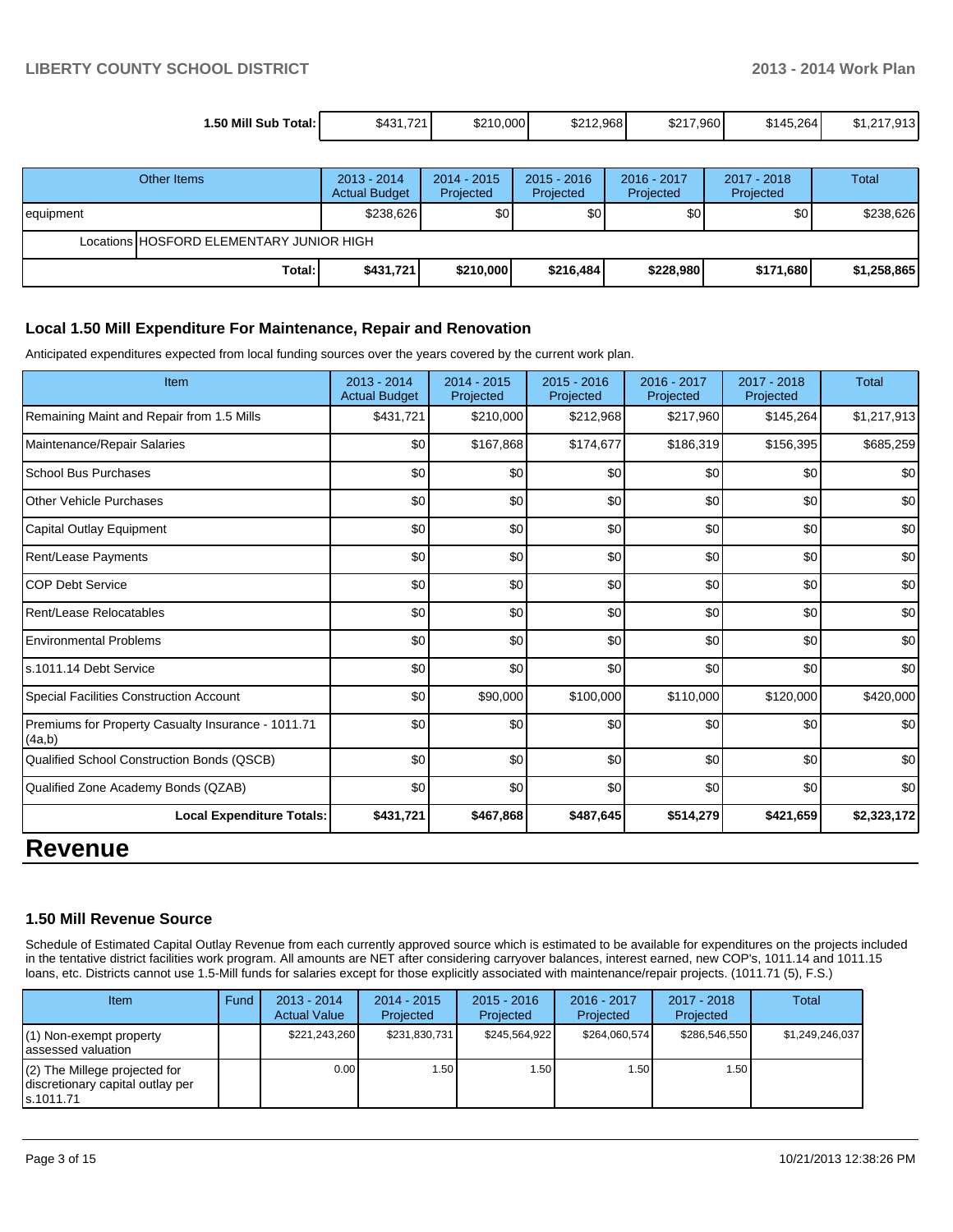| 1.50 Mill Sub Total: | $431,721 | $210,000 | $212,968 | $217,960 | $145,264 | $1,217,913 |
|---|---|---|---|---|---|---|

| Other Items | 2013 - 2014 Actual Budget | 2014 - 2015 Projected | 2015 - 2016 Projected | 2016 - 2017 Projected | 2017 - 2018 Projected | Total |
|---|---|---|---|---|---|---|
| equipment | $238,626 | $0 | $0 | $0 | $0 | $238,626 |
| Locations HOSFORD ELEMENTARY JUNIOR HIGH | | | | | | |
| **Total:** | **$431,721** | **$210,000** | **$216,484** | **$228,980** | **$171,680** | **$1,258,865** |

### Local 1.50 Mill Expenditure For Maintenance, Repair and Renovation

Anticipated expenditures expected from local funding sources over the years covered by the current work plan.

| Item | 2013 - 2014 Actual Budget | 2014 - 2015 Projected | 2015 - 2016 Projected | 2016 - 2017 Projected | 2017 - 2018 Projected | Total |
|---|---|---|---|---|---|---|
| Remaining Maint and Repair from 1.5 Mills | $431,721 | $210,000 | $212,968 | $217,960 | $145,264 | $1,217,913 |
| Maintenance/Repair Salaries | $0 | $167,868 | $174,677 | $186,319 | $156,395 | $685,259 |
| School Bus Purchases | $0 | $0 | $0 | $0 | $0 | $0 |
| Other Vehicle Purchases | $0 | $0 | $0 | $0 | $0 | $0 |
| Capital Outlay Equipment | $0 | $0 | $0 | $0 | $0 | $0 |
| Rent/Lease Payments | $0 | $0 | $0 | $0 | $0 | $0 |
| COP Debt Service | $0 | $0 | $0 | $0 | $0 | $0 |
| Rent/Lease Relocatables | $0 | $0 | $0 | $0 | $0 | $0 |
| Environmental Problems | $0 | $0 | $0 | $0 | $0 | $0 |
| s.1011.14 Debt Service | $0 | $0 | $0 | $0 | $0 | $0 |
| Special Facilities Construction Account | $0 | $90,000 | $100,000 | $110,000 | $120,000 | $420,000 |
| Premiums for Property Casualty Insurance - 1011.71 (4a,b) | $0 | $0 | $0 | $0 | $0 | $0 |
| Qualified School Construction Bonds (QSCB) | $0 | $0 | $0 | $0 | $0 | $0 |
| Qualified Zone Academy Bonds (QZAB) | $0 | $0 | $0 | $0 | $0 | $0 |
| **Local Expenditure Totals:** | **$431,721** | **$467,868** | **$487,645** | **$514,279** | **$421,659** | **$2,323,172** |

# Revenue

### 1.50 Mill Revenue Source

Schedule of Estimated Capital Outlay Revenue from each currently approved source which is estimated to be available for expenditures on the projects included in the tentative district facilities work program. All amounts are NET after considering carryover balances, interest earned, new COP's, 1011.14 and 1011.15 loans, etc. Districts cannot use 1.5-Mill funds for salaries except for those explicitly associated with maintenance/repair projects. (1011.71 (5), F.S.)

| Item | Fund | 2013 - 2014 Actual Value | 2014 - 2015 Projected | 2015 - 2016 Projected | 2016 - 2017 Projected | 2017 - 2018 Projected | Total |
|---|---|---|---|---|---|---|---|
| (1) Non-exempt property assessed valuation | | $221,243,260 | $231,830,731 | $245,564,922 | $264,060,574 | $286,546,550 | $1,249,246,037 |
| (2) The Millege projected for discretionary capital outlay per s.1011.71 | | 0.00 | 1.50 | 1.50 | 1.50 | 1.50 | |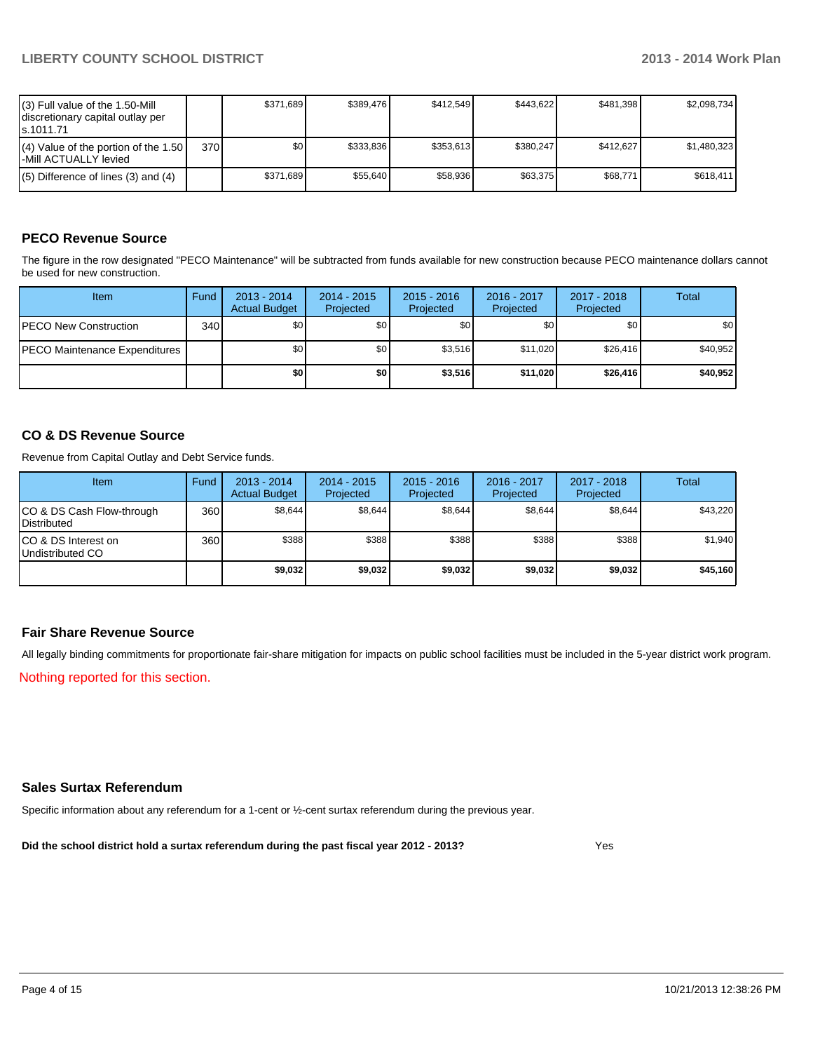| | | | | | | | |
|---|---|---|---|---|---|---|---|
| (3) Full value of the 1.50-Mill discretionary capital outlay per s.1011.71 | | $371,689 | $389,476 | $412,549 | $443,622 | $481,398 | $2,098,734 |
| (4) Value of the portion of the 1.50 -Mill ACTUALLY levied | 370 | $0 | $333,836 | $353,613 | $380,247 | $412,627 | $1,480,323 |
| (5) Difference of lines (3) and (4) | | $371,689 | $55,640 | $58,936 | $63,375 | $68,771 | $618,411 |

## PECO Revenue Source

The figure in the row designated "PECO Maintenance" will be subtracted from funds available for new construction because PECO maintenance dollars cannot be used for new construction.

| Item | Fund | 2013 - 2014 Actual Budget | 2014 - 2015 Projected | 2015 - 2016 Projected | 2016 - 2017 Projected | 2017 - 2018 Projected | Total |
|---|---|---|---|---|---|---|---|
| PECO New Construction | 340 | $0 | $0 | $0 | $0 | $0 | $0 |
| PECO Maintenance Expenditures | | $0 | $0 | $3,516 | $11,020 | $26,416 | $40,952 |
| | | **$0** | **$0** | **$3,516** | **$11,020** | **$26,416** | **$40,952** |

## CO & DS Revenue Source

Revenue from Capital Outlay and Debt Service funds.

| Item | Fund | 2013 - 2014 Actual Budget | 2014 - 2015 Projected | 2015 - 2016 Projected | 2016 - 2017 Projected | 2017 - 2018 Projected | Total |
|---|---|---|---|---|---|---|---|
| CO & DS Cash Flow-through Distributed | 360 | $8,644 | $8,644 | $8,644 | $8,644 | $8,644 | $43,220 |
| CO & DS Interest on Undistributed CO | 360 | $388 | $388 | $388 | $388 | $388 | $1,940 |
| | | **$9,032** | **$9,032** | **$9,032** | **$9,032** | **$9,032** | **$45,160** |

## Fair Share Revenue Source

All legally binding commitments for proportionate fair-share mitigation for impacts on public school facilities must be included in the 5-year district work program.

Nothing reported for this section.

## Sales Surtax Referendum

Specific information about any referendum for a 1-cent or ½-cent surtax referendum during the previous year.

**Did the school district hold a surtax referendum during the past fiscal year 2012 - 2013?** Yes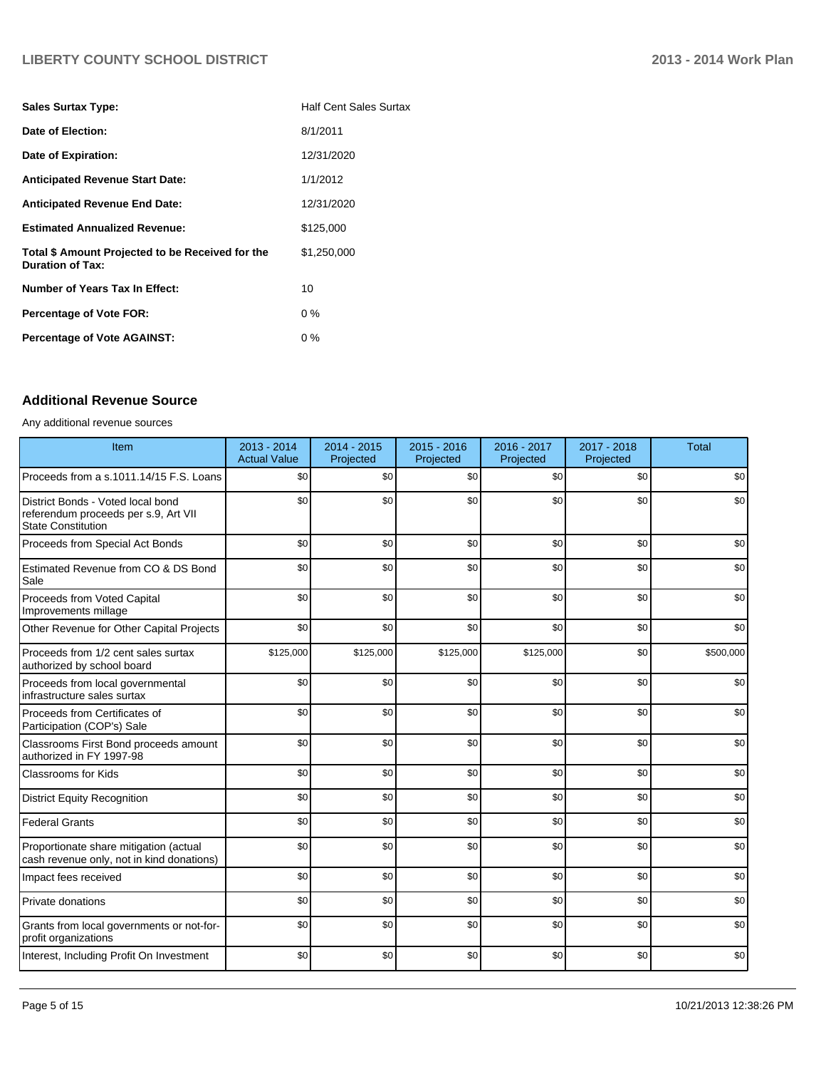| | |
|---|---|
| **Sales Surtax Type:** | Half Cent Sales Surtax |
| **Date of Election:** | 8/1/2011 |
| **Date of Expiration:** | 12/31/2020 |
| **Anticipated Revenue Start Date:** | 1/1/2012 |
| **Anticipated Revenue End Date:** | 12/31/2020 |
| **Estimated Annualized Revenue:** | $125,000 |
| **Total $ Amount Projected to be Received for the Duration of Tax:** | $1,250,000 |
| **Number of Years Tax In Effect:** | 10 |
| **Percentage of Vote FOR:** | 0 % |
| **Percentage of Vote AGAINST:** | 0 % |

## Additional Revenue Source

Any additional revenue sources

| Item | 2013 - 2014 Actual Value | 2014 - 2015 Projected | 2015 - 2016 Projected | 2016 - 2017 Projected | 2017 - 2018 Projected | Total |
|---|---|---|---|---|---|---|
| Proceeds from a s.1011.14/15 F.S. Loans | $0 | $0 | $0 | $0 | $0 | $0 |
| District Bonds - Voted local bond referendum proceeds per s.9, Art VII State Constitution | $0 | $0 | $0 | $0 | $0 | $0 |
| Proceeds from Special Act Bonds | $0 | $0 | $0 | $0 | $0 | $0 |
| Estimated Revenue from CO & DS Bond Sale | $0 | $0 | $0 | $0 | $0 | $0 |
| Proceeds from Voted Capital Improvements millage | $0 | $0 | $0 | $0 | $0 | $0 |
| Other Revenue for Other Capital Projects | $0 | $0 | $0 | $0 | $0 | $0 |
| Proceeds from 1/2 cent sales surtax authorized by school board | $125,000 | $125,000 | $125,000 | $125,000 | $0 | $500,000 |
| Proceeds from local governmental infrastructure sales surtax | $0 | $0 | $0 | $0 | $0 | $0 |
| Proceeds from Certificates of Participation (COP's) Sale | $0 | $0 | $0 | $0 | $0 | $0 |
| Classrooms First Bond proceeds amount authorized in FY 1997-98 | $0 | $0 | $0 | $0 | $0 | $0 |
| Classrooms for Kids | $0 | $0 | $0 | $0 | $0 | $0 |
| District Equity Recognition | $0 | $0 | $0 | $0 | $0 | $0 |
| Federal Grants | $0 | $0 | $0 | $0 | $0 | $0 |
| Proportionate share mitigation (actual cash revenue only, not in kind donations) | $0 | $0 | $0 | $0 | $0 | $0 |
| Impact fees received | $0 | $0 | $0 | $0 | $0 | $0 |
| Private donations | $0 | $0 | $0 | $0 | $0 | $0 |
| Grants from local governments or not-for-profit organizations | $0 | $0 | $0 | $0 | $0 | $0 |
| Interest, Including Profit On Investment | $0 | $0 | $0 | $0 | $0 | $0 |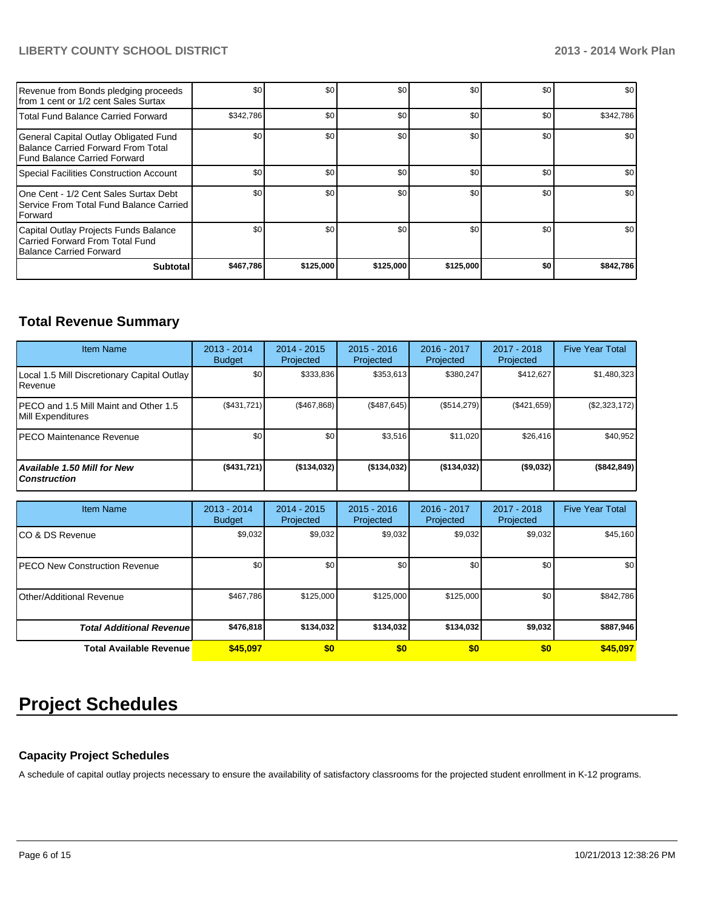| | | | | | | |
|---|---|---|---|---|---|---|
| Revenue from Bonds pledging proceeds from 1 cent or 1/2 cent Sales Surtax | $0 | $0 | $0 | $0 | $0 | $0 |
| Total Fund Balance Carried Forward | $342,786 | $0 | $0 | $0 | $0 | $342,786 |
| General Capital Outlay Obligated Fund Balance Carried Forward From Total Fund Balance Carried Forward | $0 | $0 | $0 | $0 | $0 | $0 |
| Special Facilities Construction Account | $0 | $0 | $0 | $0 | $0 | $0 |
| One Cent - 1/2 Cent Sales Surtax Debt Service From Total Fund Balance Carried Forward | $0 | $0 | $0 | $0 | $0 | $0 |
| Capital Outlay Projects Funds Balance Carried Forward From Total Fund Balance Carried Forward | $0 | $0 | $0 | $0 | $0 | $0 |
| **Subtotal** | **$467,786** | **$125,000** | **$125,000** | **$125,000** | **$0** | **$842,786** |

## Total Revenue Summary

| Item Name | 2013 - 2014 Budget | 2014 - 2015 Projected | 2015 - 2016 Projected | 2016 - 2017 Projected | 2017 - 2018 Projected | Five Year Total |
|---|---|---|---|---|---|---|
| Local 1.5 Mill Discretionary Capital Outlay Revenue | $0 | $333,836 | $353,613 | $380,247 | $412,627 | $1,480,323 |
| PECO and 1.5 Mill Maint and Other 1.5 Mill Expenditures | ($431,721) | ($467,868) | ($487,645) | ($514,279) | ($421,659) | ($2,323,172) |
| PECO Maintenance Revenue | $0 | $0 | $3,516 | $11,020 | $26,416 | $40,952 |
| ***Available 1.50 Mill for New Construction*** | **($431,721)** | **($134,032)** | **($134,032)** | **($134,032)** | **($9,032)** | **($842,849)** |

| Item Name | 2013 - 2014 Budget | 2014 - 2015 Projected | 2015 - 2016 Projected | 2016 - 2017 Projected | 2017 - 2018 Projected | Five Year Total |
|---|---|---|---|---|---|---|
| CO & DS Revenue | $9,032 | $9,032 | $9,032 | $9,032 | $9,032 | $45,160 |
| PECO New Construction Revenue | $0 | $0 | $0 | $0 | $0 | $0 |
| Other/Additional Revenue | $467,786 | $125,000 | $125,000 | $125,000 | $0 | $842,786 |
| ***Total Additional Revenue*** | **$476,818** | **$134,032** | **$134,032** | **$134,032** | **$9,032** | **$887,946** |
| **Total Available Revenue** | **$45,097** | **$0** | **$0** | **$0** | **$0** | **$45,097** |

# Project Schedules

### Capacity Project Schedules

A schedule of capital outlay projects necessary to ensure the availability of satisfactory classrooms for the projected student enrollment in K-12 programs.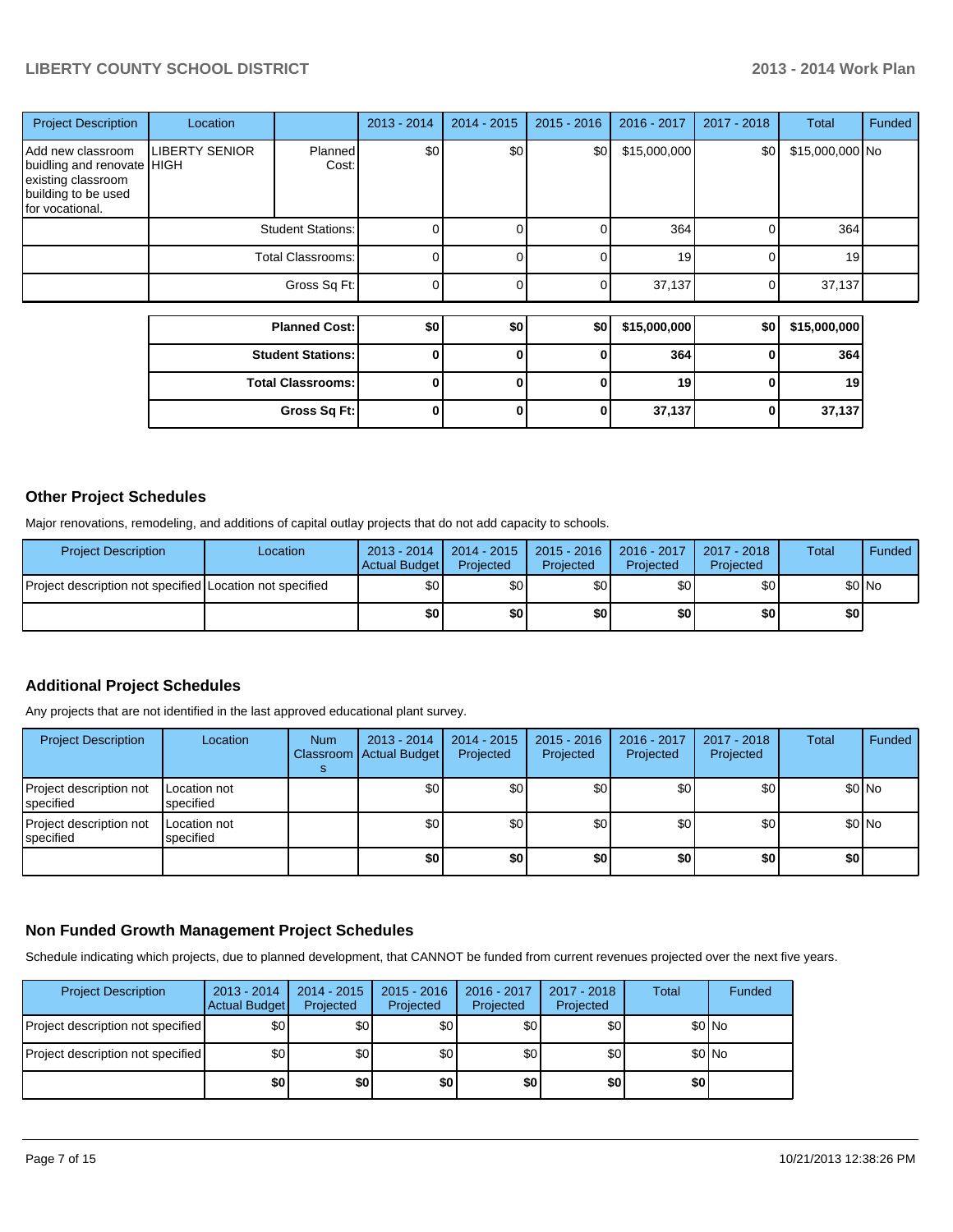| Project Description | Location | | 2013 - 2014 | 2014 - 2015 | 2015 - 2016 | 2016 - 2017 | 2017 - 2018 | Total | Funded |
|---|---|---|---|---|---|---|---|---|---|
| Add new classroom buidling and renovate existing classroom building to be used for vocational. | LIBERTY SENIOR HIGH | Planned Cost: | $0 | $0 | $0 | $15,000,000 | $0 | $15,000,000 | No |
| | | Student Stations: | 0 | 0 | 0 | 364 | 0 | 364 | |
| | | Total Classrooms: | 0 | 0 | 0 | 19 | 0 | 19 | |
| | | Gross Sq Ft: | 0 | 0 | 0 | 37,137 | 0 | 37,137 | |

| | 2013 - 2014 | 2014 - 2015 | 2015 - 2016 | 2016 - 2017 | 2017 - 2018 | Total |
|---|---|---|---|---|---|---|
| **Planned Cost:** | **$0** | **$0** | **$0** | **$15,000,000** | **$0** | **$15,000,000** |
| **Student Stations:** | **0** | **0** | **0** | **364** | **0** | **364** |
| **Total Classrooms:** | **0** | **0** | **0** | **19** | **0** | **19** |
| **Gross Sq Ft:** | **0** | **0** | **0** | **37,137** | **0** | **37,137** |

## Other Project Schedules

Major renovations, remodeling, and additions of capital outlay projects that do not add capacity to schools.

| Project Description | Location | 2013 - 2014 Actual Budget | 2014 - 2015 Projected | 2015 - 2016 Projected | 2016 - 2017 Projected | 2017 - 2018 Projected | Total | Funded |
|---|---|---|---|---|---|---|---|---|
| Project description not specified | Location not specified | $0 | $0 | $0 | $0 | $0 | $0 | No |
| | | **$0** | **$0** | **$0** | **$0** | **$0** | **$0** | |

## Additional Project Schedules

Any projects that are not identified in the last approved educational plant survey.

| Project Description | Location | Num Classrooms | 2013 - 2014 Actual Budget | 2014 - 2015 Projected | 2015 - 2016 Projected | 2016 - 2017 Projected | 2017 - 2018 Projected | Total | Funded |
|---|---|---|---|---|---|---|---|---|---|
| Project description not specified | Location not specified | | $0 | $0 | $0 | $0 | $0 | $0 | No |
| Project description not specified | Location not specified | | $0 | $0 | $0 | $0 | $0 | $0 | No |
| | | | **$0** | **$0** | **$0** | **$0** | **$0** | **$0** | |

## Non Funded Growth Management Project Schedules

Schedule indicating which projects, due to planned development, that CANNOT be funded from current revenues projected over the next five years.

| Project Description | 2013 - 2014 Actual Budget | 2014 - 2015 Projected | 2015 - 2016 Projected | 2016 - 2017 Projected | 2017 - 2018 Projected | Total | Funded |
|---|---|---|---|---|---|---|---|
| Project description not specified | $0 | $0 | $0 | $0 | $0 | $0 | No |
| Project description not specified | $0 | $0 | $0 | $0 | $0 | $0 | No |
| | **$0** | **$0** | **$0** | **$0** | **$0** | **$0** | |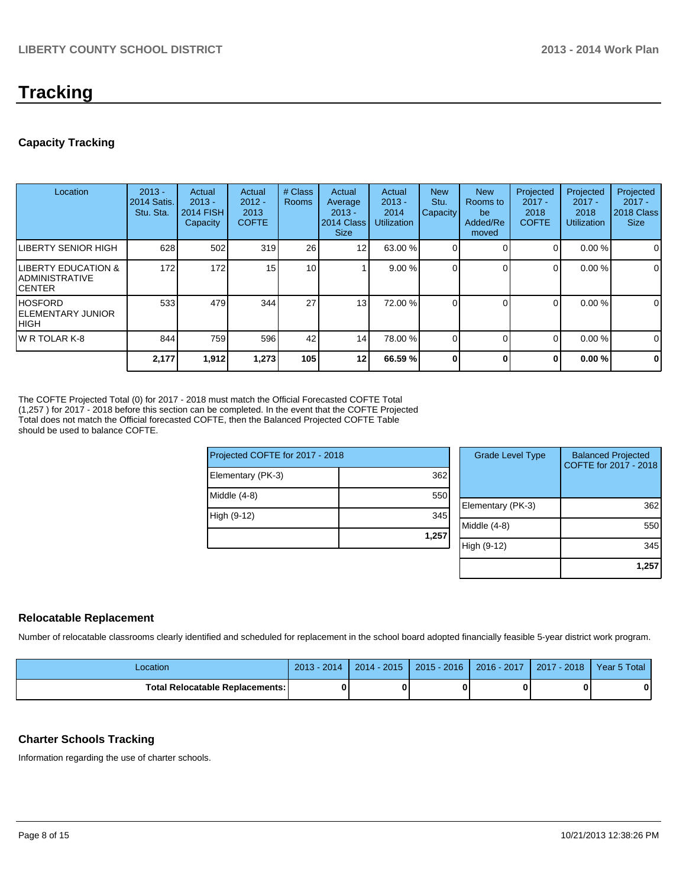# Tracking

## Capacity Tracking

| Location | 2013 - 2014 Satis. Stu. Sta. | Actual 2013 - 2014 FISH Capacity | Actual 2012 - 2013 COFTE | # Class Rooms | Actual Average 2013 - 2014 Class Size | Actual 2013 - 2014 Utilization | New Stu. Capacity | New Rooms to be Added/Removed | Projected 2017 - 2018 COFTE | Projected 2017 - 2018 Utilization | Projected 2017 - 2018 Class Size |
|---|---|---|---|---|---|---|---|---|---|---|---|
| LIBERTY SENIOR HIGH | 628 | 502 | 319 | 26 | 12 | 63.00 % | 0 | 0 | 0 | 0.00 % | 0 |
| LIBERTY EDUCATION & ADMINISTRATIVE CENTER | 172 | 172 | 15 | 10 | 1 | 9.00 % | 0 | 0 | 0 | 0.00 % | 0 |
| HOSFORD ELEMENTARY JUNIOR HIGH | 533 | 479 | 344 | 27 | 13 | 72.00 % | 0 | 0 | 0 | 0.00 % | 0 |
| W R TOLAR K-8 | 844 | 759 | 596 | 42 | 14 | 78.00 % | 0 | 0 | 0 | 0.00 % | 0 |
| | **2,177** | **1,912** | **1,273** | **105** | **12** | **66.59 %** | **0** | **0** | **0** | **0.00 %** | **0** |

The COFTE Projected Total (0) for 2017 - 2018 must match the Official Forecasted COFTE Total (1,257 ) for 2017 - 2018 before this section can be completed. In the event that the COFTE Projected Total does not match the Official forecasted COFTE, then the Balanced Projected COFTE Table should be used to balance COFTE.

| Projected COFTE for 2017 - 2018 | |
|---|---|
| Elementary (PK-3) | 362 |
| Middle (4-8) | 550 |
| High (9-12) | 345 |
| | **1,257** |

| Grade Level Type | Balanced Projected COFTE for 2017 - 2018 |
|---|---|
| Elementary (PK-3) | 362 |
| Middle (4-8) | 550 |
| High (9-12) | 345 |
| | **1,257** |

## Relocatable Replacement

Number of relocatable classrooms clearly identified and scheduled for replacement in the school board adopted financially feasible 5-year district work program.

| Location | 2013 - 2014 | 2014 - 2015 | 2015 - 2016 | 2016 - 2017 | 2017 - 2018 | Year 5 Total |
|---|---|---|---|---|---|---|
| **Total Relocatable Replacements:** | **0** | **0** | **0** | **0** | **0** | **0** |

## Charter Schools Tracking

Information regarding the use of charter schools.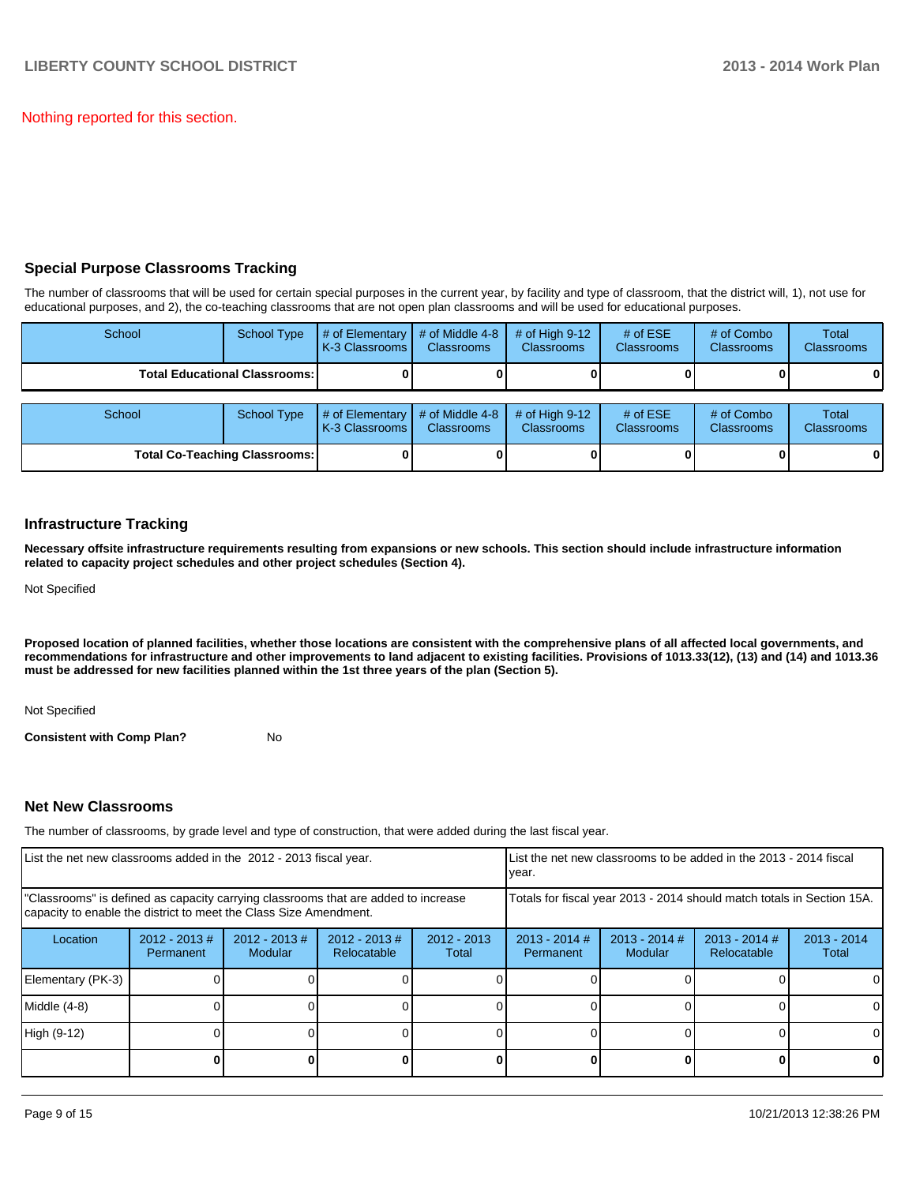Nothing reported for this section.

## Special Purpose Classrooms Tracking

The number of classrooms that will be used for certain special purposes in the current year, by facility and type of classroom, that the district will, 1), not use for educational purposes, and 2), the co-teaching classrooms that are not open plan classrooms and will be used for educational purposes.

| School | School Type | # of Elementary K-3 Classrooms | # of Middle 4-8 Classrooms | # of High 9-12 Classrooms | # of ESE Classrooms | # of Combo Classrooms | Total Classrooms |
|---|---|---|---|---|---|---|---|
| **Total Educational Classrooms:** | | **0** | **0** | **0** | **0** | **0** | **0** |

| School | School Type | # of Elementary K-3 Classrooms | # of Middle 4-8 Classrooms | # of High 9-12 Classrooms | # of ESE Classrooms | # of Combo Classrooms | Total Classrooms |
|---|---|---|---|---|---|---|---|
| **Total Co-Teaching Classrooms:** | | **0** | **0** | **0** | **0** | **0** | **0** |

## Infrastructure Tracking

**Necessary offsite infrastructure requirements resulting from expansions or new schools. This section should include infrastructure information related to capacity project schedules and other project schedules (Section 4).**

Not Specified

**Proposed location of planned facilities, whether those locations are consistent with the comprehensive plans of all affected local governments, and recommendations for infrastructure and other improvements to land adjacent to existing facilities. Provisions of 1013.33(12), (13) and (14) and 1013.36 must be addressed for new facilities planned within the 1st three years of the plan (Section 5).**

Not Specified

**Consistent with Comp Plan?** No

## Net New Classrooms

The number of classrooms, by grade level and type of construction, that were added during the last fiscal year.

| List the net new classrooms added in the 2012 - 2013 fiscal year. | | | | | List the net new classrooms to be added in the 2013 - 2014 fiscal year. | | | |
|---|---|---|---|---|---|---|---|---|
| "Classrooms" is defined as capacity carrying classrooms that are added to increase capacity to enable the district to meet the Class Size Amendment. | | | | | Totals for fiscal year 2013 - 2014 should match totals in Section 15A. | | | |
| Location | 2012 - 2013 # Permanent | 2012 - 2013 # Modular | 2012 - 2013 # Relocatable | 2012 - 2013 Total | 2013 - 2014 # Permanent | 2013 - 2014 # Modular | 2013 - 2014 # Relocatable | 2013 - 2014 Total |
| Elementary (PK-3) | 0 | 0 | 0 | 0 | 0 | 0 | 0 | 0 |
| Middle (4-8) | 0 | 0 | 0 | 0 | 0 | 0 | 0 | 0 |
| High (9-12) | 0 | 0 | 0 | 0 | 0 | 0 | 0 | 0 |
| | **0** | **0** | **0** | **0** | **0** | **0** | **0** | **0** |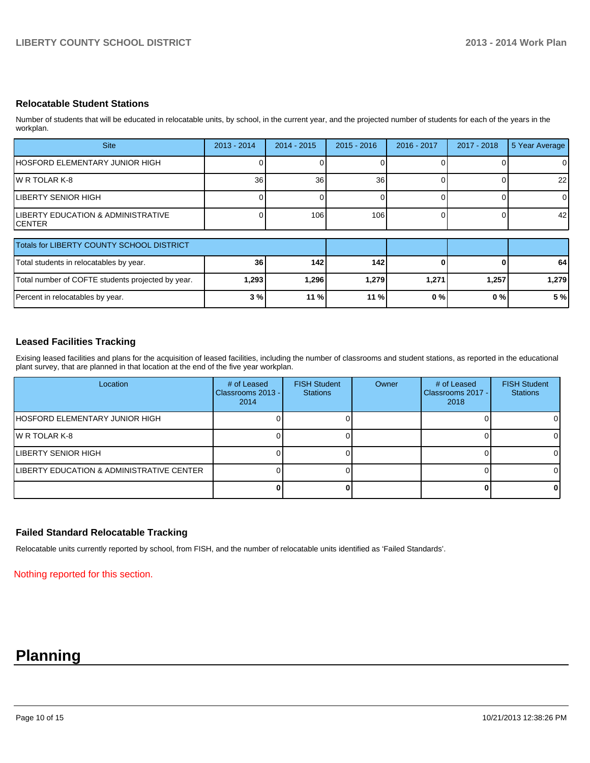## Relocatable Student Stations

Number of students that will be educated in relocatable units, by school, in the current year, and the projected number of students for each of the years in the workplan.

| Site | 2013 - 2014 | 2014 - 2015 | 2015 - 2016 | 2016 - 2017 | 2017 - 2018 | 5 Year Average |
|---|---|---|---|---|---|---|
| HOSFORD ELEMENTARY JUNIOR HIGH | 0 | 0 | 0 | 0 | 0 | 0 |
| W R TOLAR K-8 | 36 | 36 | 36 | 0 | 0 | 22 |
| LIBERTY SENIOR HIGH | 0 | 0 | 0 | 0 | 0 | 0 |
| LIBERTY EDUCATION & ADMINISTRATIVE CENTER | 0 | 106 | 106 | 0 | 0 | 42 |

| Totals for LIBERTY COUNTY SCHOOL DISTRICT | | | | | | |
|---|---|---|---|---|---|---|
| Total students in relocatables by year. | **36** | **142** | **142** | **0** | **0** | **64** |
| Total number of COFTE students projected by year. | **1,293** | **1,296** | **1,279** | **1,271** | **1,257** | **1,279** |
| Percent in relocatables by year. | **3 %** | **11 %** | **11 %** | **0 %** | **0 %** | **5 %** |

## Leased Facilities Tracking

Exising leased facilities and plans for the acquisition of leased facilities, including the number of classrooms and student stations, as reported in the educational plant survey, that are planned in that location at the end of the five year workplan.

| Location | # of Leased Classrooms 2013 - 2014 | FISH Student Stations | Owner | # of Leased Classrooms 2017 - 2018 | FISH Student Stations |
|---|---|---|---|---|---|
| HOSFORD ELEMENTARY JUNIOR HIGH | 0 | 0 | | 0 | 0 |
| W R TOLAR K-8 | 0 | 0 | | 0 | 0 |
| LIBERTY SENIOR HIGH | 0 | 0 | | 0 | 0 |
| LIBERTY EDUCATION & ADMINISTRATIVE CENTER | 0 | 0 | | 0 | 0 |
| | **0** | **0** | | **0** | **0** |

## Failed Standard Relocatable Tracking

Relocatable units currently reported by school, from FISH, and the number of relocatable units identified as 'Failed Standards'.

Nothing reported for this section.

# Planning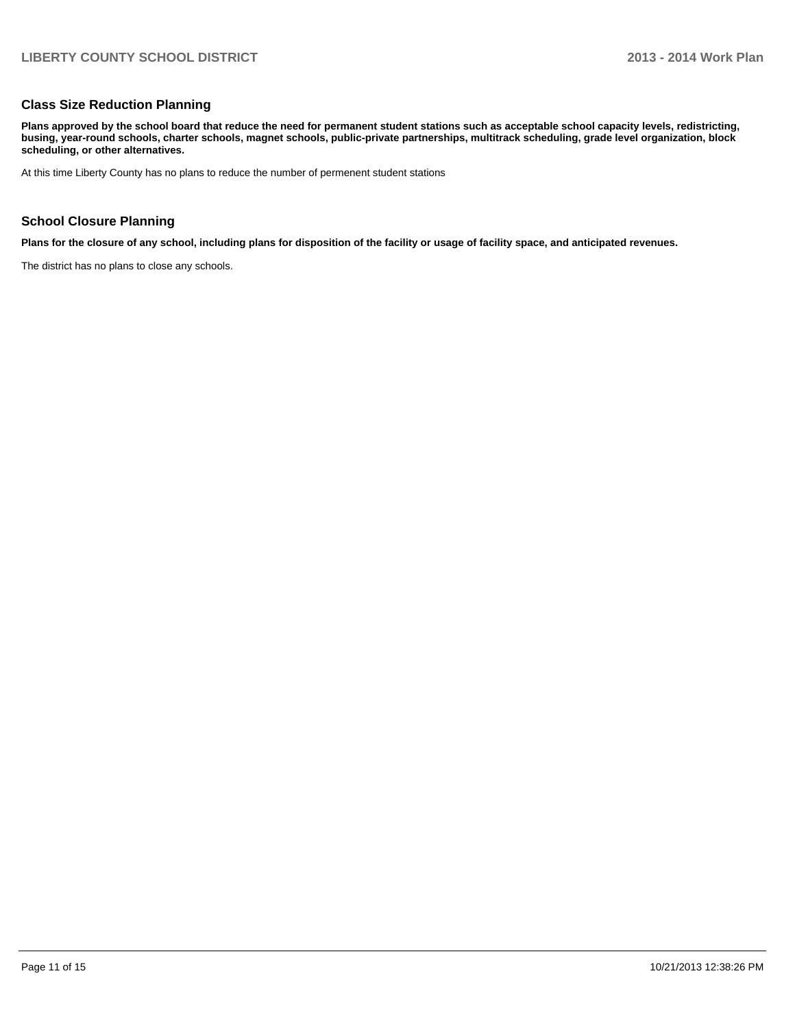## Class Size Reduction Planning

**Plans approved by the school board that reduce the need for permanent student stations such as acceptable school capacity levels, redistricting, busing, year-round schools, charter schools, magnet schools, public-private partnerships, multitrack scheduling, grade level organization, block scheduling, or other alternatives.**

At this time Liberty County has no plans to reduce the number of permenent student stations

## School Closure Planning

**Plans for the closure of any school, including plans for disposition of the facility or usage of facility space, and anticipated revenues.**

The district has no plans to close any schools.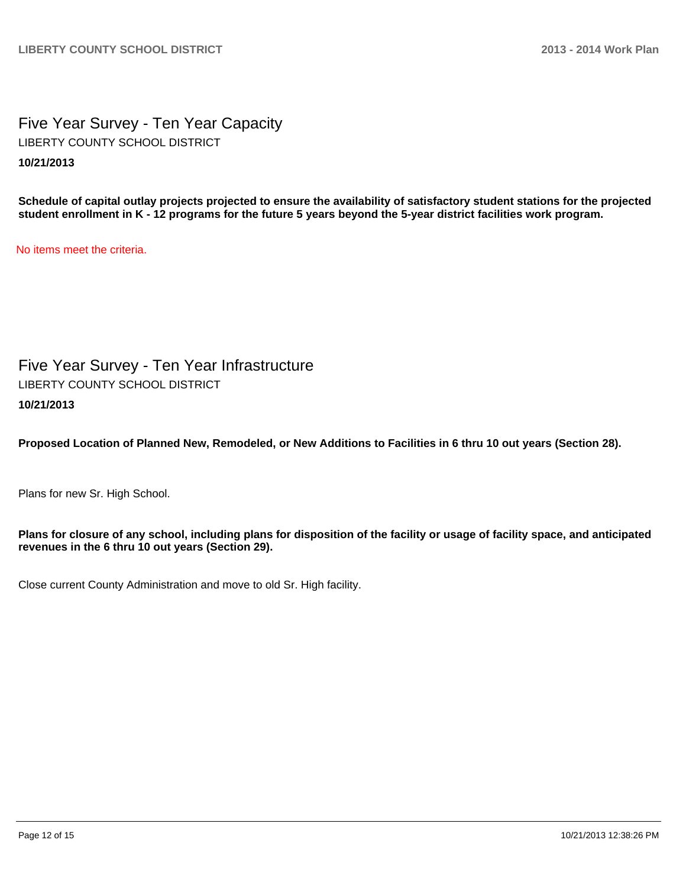# Five Year Survey - Ten Year Capacity

LIBERTY COUNTY SCHOOL DISTRICT

**10/21/2013**

**Schedule of capital outlay projects projected to ensure the availability of satisfactory student stations for the projected student enrollment in K - 12 programs for the future 5 years beyond the 5-year district facilities work program.**

No items meet the criteria.

# Five Year Survey - Ten Year Infrastructure

LIBERTY COUNTY SCHOOL DISTRICT

**10/21/2013**

**Proposed Location of Planned New, Remodeled, or New Additions to Facilities in 6 thru 10 out years (Section 28).**

Plans for new Sr. High School.

**Plans for closure of any school, including plans for disposition of the facility or usage of facility space, and anticipated revenues in the 6 thru 10 out years (Section 29).**

Close current County Administration and move to old Sr. High facility.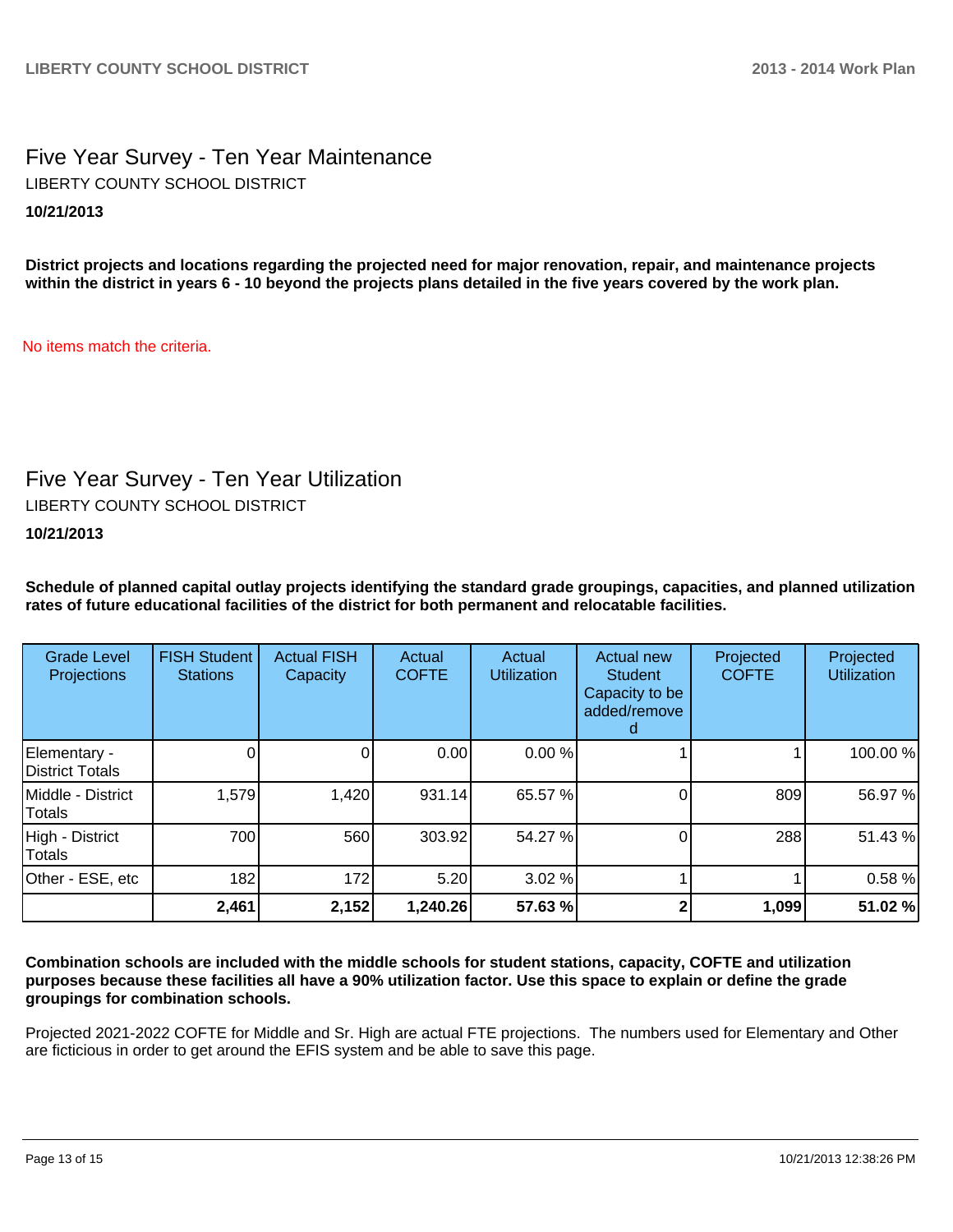# Five Year Survey - Ten Year Maintenance

LIBERTY COUNTY SCHOOL DISTRICT

**10/21/2013**

**District projects and locations regarding the projected need for major renovation, repair, and maintenance projects within the district in years 6 - 10 beyond the projects plans detailed in the five years covered by the work plan.**

No items match the criteria.

# Five Year Survey - Ten Year Utilization

LIBERTY COUNTY SCHOOL DISTRICT

**10/21/2013**

**Schedule of planned capital outlay projects identifying the standard grade groupings, capacities, and planned utilization rates of future educational facilities of the district for both permanent and relocatable facilities.**

| Grade Level Projections | FISH Student Stations | Actual FISH Capacity | Actual COFTE | Actual Utilization | Actual new Student Capacity to be added/removed | Projected COFTE | Projected Utilization |
|---|---|---|---|---|---|---|---|
| Elementary - District Totals | 0 | 0 | 0.00 | 0.00 % | 1 | 1 | 100.00 % |
| Middle - District Totals | 1,579 | 1,420 | 931.14 | 65.57 % | 0 | 809 | 56.97 % |
| High - District Totals | 700 | 560 | 303.92 | 54.27 % | 0 | 288 | 51.43 % |
| Other - ESE, etc | 182 | 172 | 5.20 | 3.02 % | 1 | 1 | 0.58 % |
| | **2,461** | **2,152** | **1,240.26** | **57.63 %** | **2** | **1,099** | **51.02 %** |

**Combination schools are included with the middle schools for student stations, capacity, COFTE and utilization purposes because these facilities all have a 90% utilization factor. Use this space to explain or define the grade groupings for combination schools.**

Projected 2021-2022 COFTE for Middle and Sr. High are actual FTE projections. The numbers used for Elementary and Other are ficticious in order to get around the EFIS system and be able to save this page.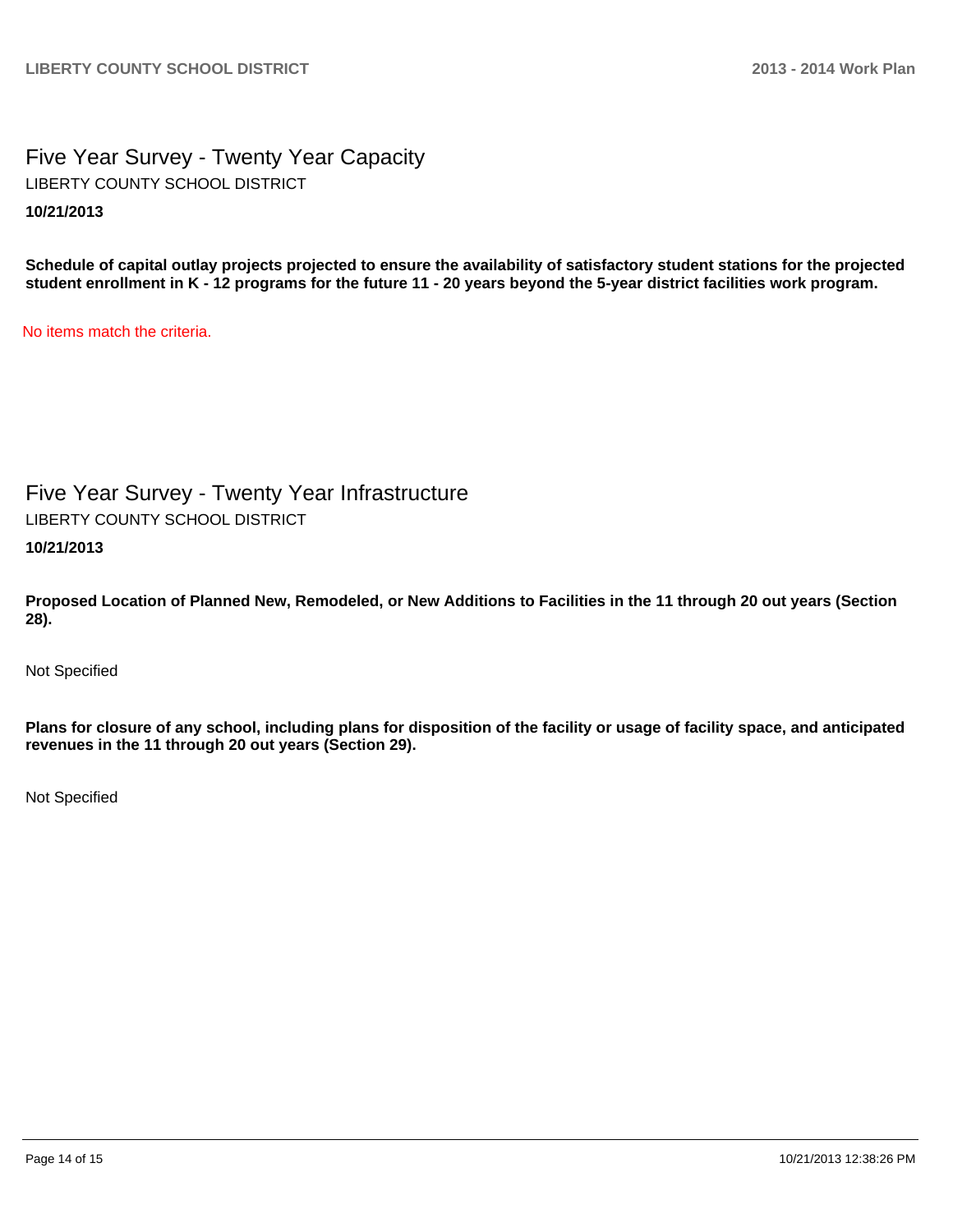## Five Year Survey - Twenty Year Capacity

LIBERTY COUNTY SCHOOL DISTRICT

**10/21/2013**

**Schedule of capital outlay projects projected to ensure the availability of satisfactory student stations for the projected student enrollment in K - 12 programs for the future 11 - 20 years beyond the 5-year district facilities work program.**

No items match the criteria.

## Five Year Survey - Twenty Year Infrastructure

LIBERTY COUNTY SCHOOL DISTRICT

**10/21/2013**

**Proposed Location of Planned New, Remodeled, or New Additions to Facilities in the 11 through 20 out years (Section 28).**

Not Specified

**Plans for closure of any school, including plans for disposition of the facility or usage of facility space, and anticipated revenues in the 11 through 20 out years (Section 29).**

Not Specified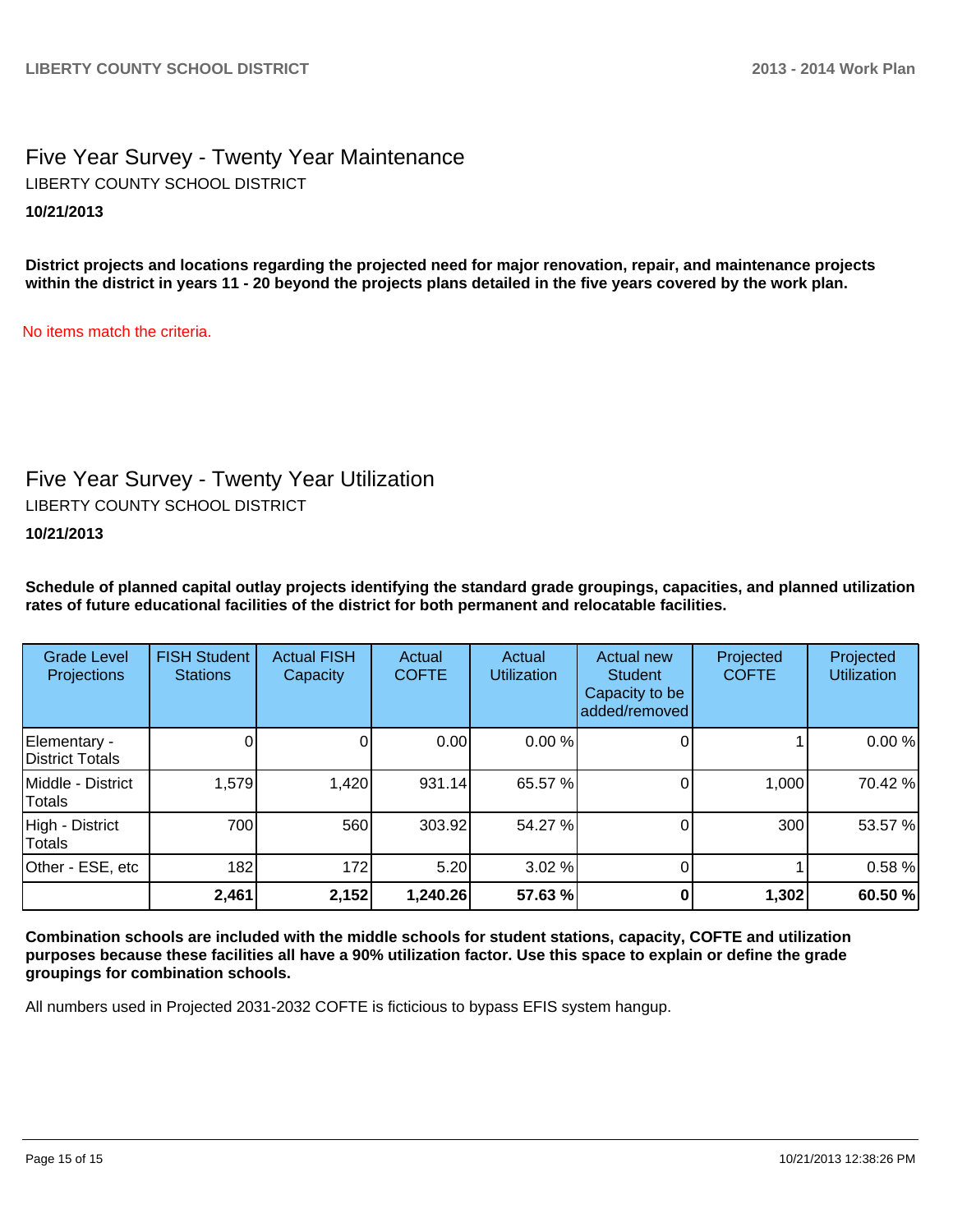## Five Year Survey - Twenty Year Maintenance

LIBERTY COUNTY SCHOOL DISTRICT

**10/21/2013**

**District projects and locations regarding the projected need for major renovation, repair, and maintenance projects within the district in years 11 - 20 beyond the projects plans detailed in the five years covered by the work plan.**

No items match the criteria.

## Five Year Survey - Twenty Year Utilization

LIBERTY COUNTY SCHOOL DISTRICT

**10/21/2013**

**Schedule of planned capital outlay projects identifying the standard grade groupings, capacities, and planned utilization rates of future educational facilities of the district for both permanent and relocatable facilities.**

| Grade Level Projections | FISH Student Stations | Actual FISH Capacity | Actual COFTE | Actual Utilization | Actual new Student Capacity to be added/removed | Projected COFTE | Projected Utilization |
|---|---|---|---|---|---|---|---|
| Elementary - District Totals | 0 | 0 | 0.00 | 0.00 % | 0 | 1 | 0.00 % |
| Middle - District Totals | 1,579 | 1,420 | 931.14 | 65.57 % | 0 | 1,000 | 70.42 % |
| High - District Totals | 700 | 560 | 303.92 | 54.27 % | 0 | 300 | 53.57 % |
| Other - ESE, etc | 182 | 172 | 5.20 | 3.02 % | 0 | 1 | 0.58 % |
| | **2,461** | **2,152** | **1,240.26** | **57.63 %** | **0** | **1,302** | **60.50 %** |

**Combination schools are included with the middle schools for student stations, capacity, COFTE and utilization purposes because these facilities all have a 90% utilization factor. Use this space to explain or define the grade groupings for combination schools.**

All numbers used in Projected 2031-2032 COFTE is ficticious to bypass EFIS system hangup.